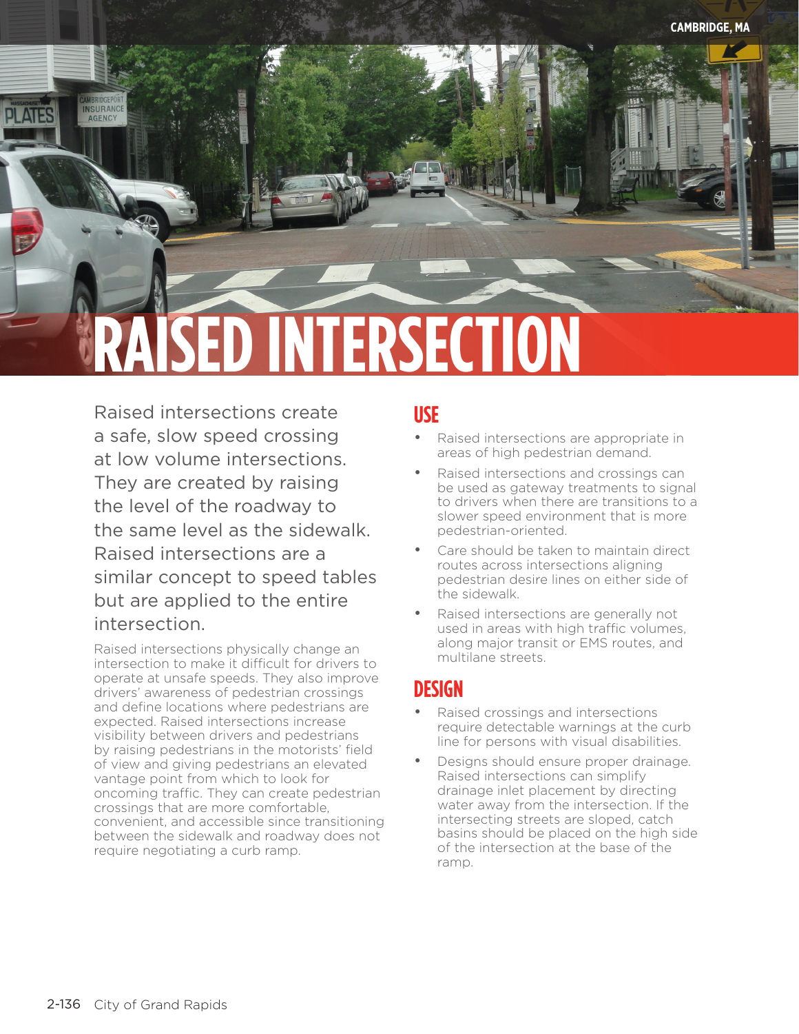# RAISED INTERSECTION

Raised intersections create a safe, slow speed crossing at low volume intersections. They are created by raising the level of the roadway to the same level as the sidewalk. Raised intersections are a similar concept to speed tables but are applied to the entire intersection.

Raised intersections physically change an intersection to make it difficult for drivers to operate at unsafe speeds. They also improve drivers' awareness of pedestrian crossings and define locations where pedestrians are expected. Raised intersections increase visibility between drivers and pedestrians by raising pedestrians in the motorists' field of view and giving pedestrians an elevated vantage point from which to look for oncoming traffic. They can create pedestrian crossings that are more comfortable, convenient, and accessible since transitioning between the sidewalk and roadway does not require negotiating a curb ramp.

## USE

- Raised intersections are appropriate in areas of high pedestrian demand.
- Raised intersections and crossings can be used as gateway treatments to signal to drivers when there are transitions to a slower speed environment that is more pedestrian-oriented.
- Care should be taken to maintain direct routes across intersections aligning pedestrian desire lines on either side of the sidewalk.
- Raised intersections are generally not used in areas with high traffic volumes, along major transit or EMS routes, and multilane streets.

## DESIGN

- Raised crossings and intersections require detectable warnings at the curb line for persons with visual disabilities.
- Designs should ensure proper drainage. Raised intersections can simplify drainage inlet placement by directing water away from the intersection. If the intersecting streets are sloped, catch basins should be placed on the high side of the intersection at the base of the ramp.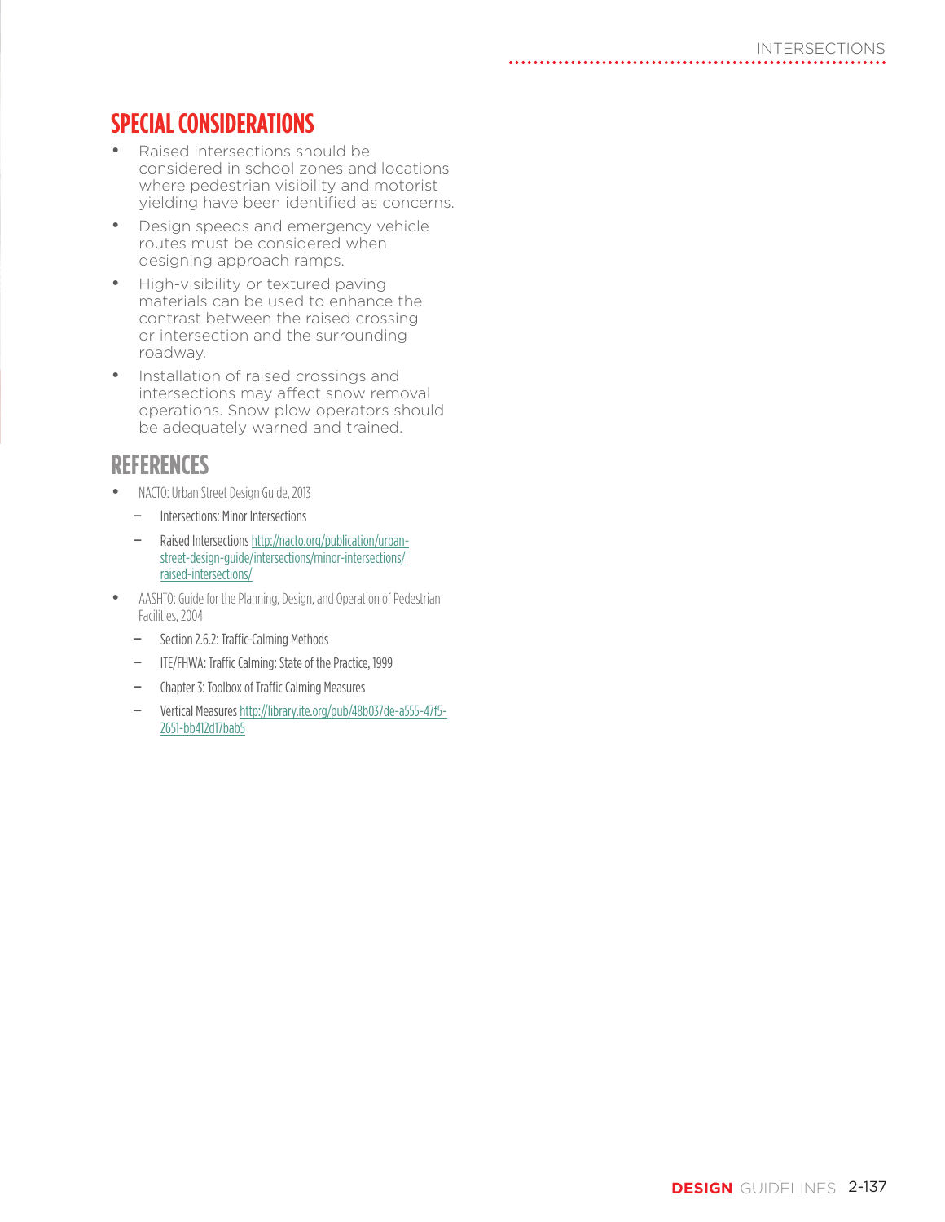## SPECIAL CONSIDERATIONS

- Raised intersections should be considered in school zones and locations where pedestrian visibility and motorist yielding have been identified as concerns.
- Design speeds and emergency vehicle routes must be considered when designing approach ramps.
- High-visibility or textured paving materials can be used to enhance the contrast between the raised crossing or intersection and the surrounding roadway.
- Installation of raised crossings and intersections may affect snow removal operations. Snow plow operators should be adequately warned and trained.

## REFERENCES

- NACTO: Urban Street Design Guide, 2013
  - Intersections: Minor Intersections
  - Raised Intersections http://nacto.org/publication/urban-street-design-guide/intersections/minor-intersections/raised-intersections/
- AASHTO: Guide for the Planning, Design, and Operation of Pedestrian Facilities, 2004
  - Section 2.6.2: Traffic-Calming Methods
  - ITE/FHWA: Traffic Calming: State of the Practice, 1999
  - Chapter 3: Toolbox of Traffic Calming Measures
  - Vertical Measures http://library.ite.org/pub/48b037de-a555-47f5-2651-bb412d17bab5